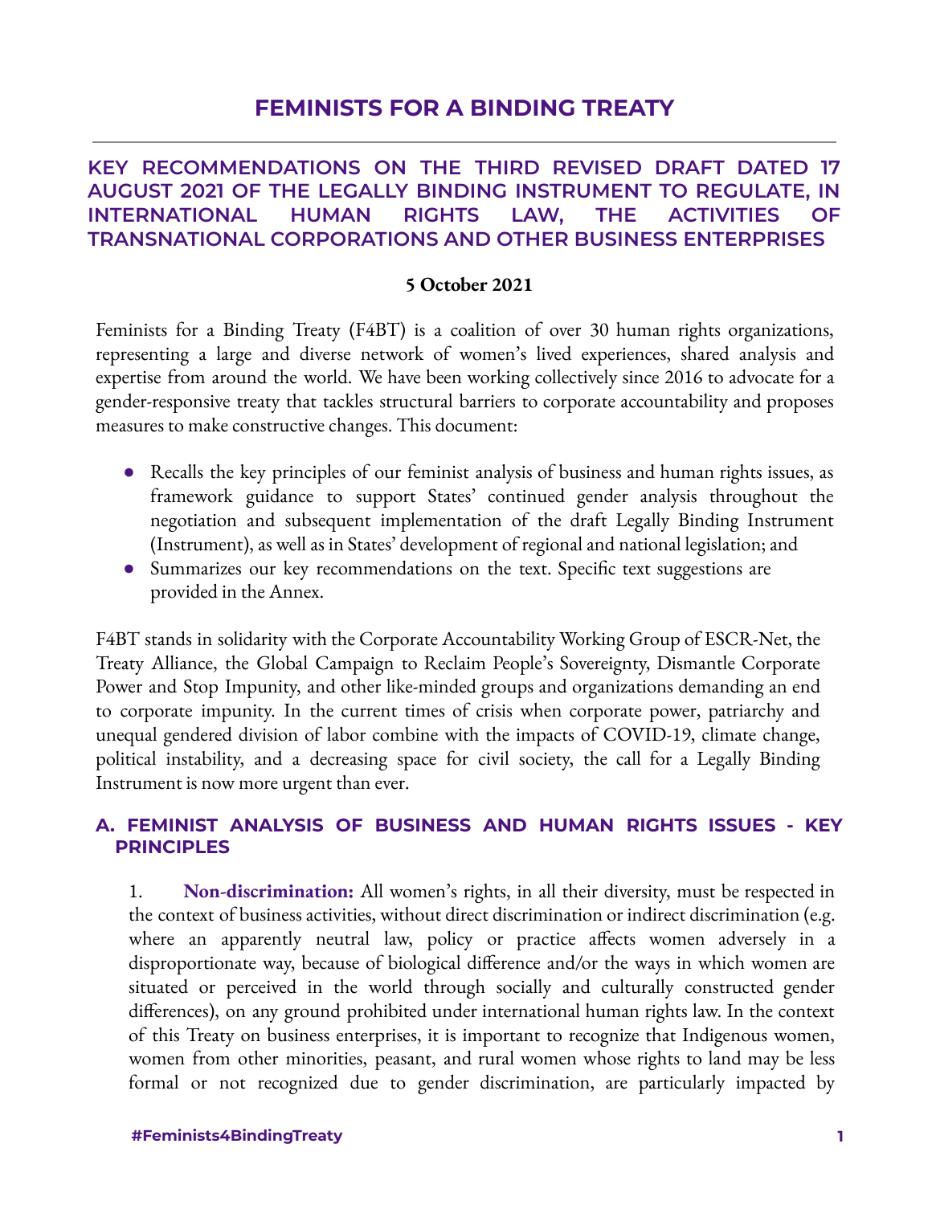# FEMINISTS FOR A BINDING TREATY

## KEY RECOMMENDATIONS ON THE THIRD REVISED DRAFT DATED 17 AUGUST 2021 OF THE LEGALLY BINDING INSTRUMENT TO REGULATE, IN INTERNATIONAL HUMAN RIGHTS LAW, THE ACTIVITIES OF TRANSNATIONAL CORPORATIONS AND OTHER BUSINESS ENTERPRISES

**5 October 2021**

Feminists for a Binding Treaty (F4BT) is a coalition of over 30 human rights organizations, representing a large and diverse network of women's lived experiences, shared analysis and expertise from around the world. We have been working collectively since 2016 to advocate for a gender-responsive treaty that tackles structural barriers to corporate accountability and proposes measures to make constructive changes. This document:

- Recalls the key principles of our feminist analysis of business and human rights issues, as framework guidance to support States' continued gender analysis throughout the negotiation and subsequent implementation of the draft Legally Binding Instrument (Instrument), as well as in States' development of regional and national legislation; and
- Summarizes our key recommendations on the text. Specific text suggestions are provided in the Annex.

F4BT stands in solidarity with the Corporate Accountability Working Group of ESCR-Net, the Treaty Alliance, the Global Campaign to Reclaim People's Sovereignty, Dismantle Corporate Power and Stop Impunity, and other like-minded groups and organizations demanding an end to corporate impunity. In the current times of crisis when corporate power, patriarchy and unequal gendered division of labor combine with the impacts of COVID-19, climate change, political instability, and a decreasing space for civil society, the call for a Legally Binding Instrument is now more urgent than ever.

### A. FEMINIST ANALYSIS OF BUSINESS AND HUMAN RIGHTS ISSUES - KEY PRINCIPLES

1. **Non-discrimination:** All women's rights, in all their diversity, must be respected in the context of business activities, without direct discrimination or indirect discrimination (e.g. where an apparently neutral law, policy or practice affects women adversely in a disproportionate way, because of biological difference and/or the ways in which women are situated or perceived in the world through socially and culturally constructed gender differences), on any ground prohibited under international human rights law. In the context of this Treaty on business enterprises, it is important to recognize that Indigenous women, women from other minorities, peasant, and rural women whose rights to land may be less formal or not recognized due to gender discrimination, are particularly impacted by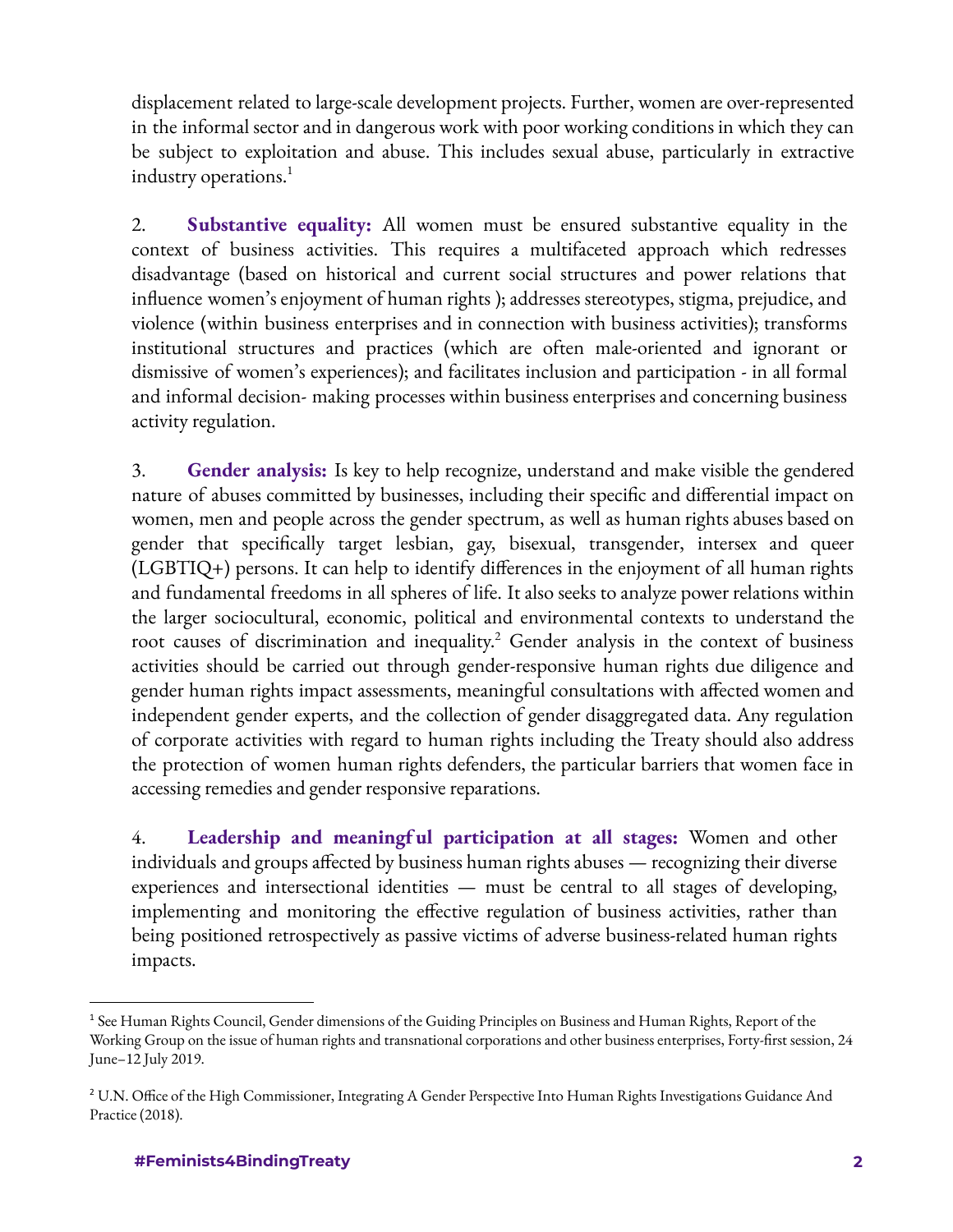displacement related to large-scale development projects. Further, women are over-represented in the informal sector and in dangerous work with poor working conditions in which they can be subject to exploitation and abuse. This includes sexual abuse, particularly in extractive industry operations.[1]

2. **Substantive equality:** All women must be ensured substantive equality in the context of business activities. This requires a multifaceted approach which redresses disadvantage (based on historical and current social structures and power relations that influence women's enjoyment of human rights ); addresses stereotypes, stigma, prejudice, and violence (within business enterprises and in connection with business activities); transforms institutional structures and practices (which are often male-oriented and ignorant or dismissive of women's experiences); and facilitates inclusion and participation - in all formal and informal decision- making processes within business enterprises and concerning business activity regulation.

3. **Gender analysis:** Is key to help recognize, understand and make visible the gendered nature of abuses committed by businesses, including their specific and differential impact on women, men and people across the gender spectrum, as well as human rights abuses based on gender that specifically target lesbian, gay, bisexual, transgender, intersex and queer (LGBTIQ+) persons. It can help to identify differences in the enjoyment of all human rights and fundamental freedoms in all spheres of life. It also seeks to analyze power relations within the larger sociocultural, economic, political and environmental contexts to understand the root causes of discrimination and inequality.[2] Gender analysis in the context of business activities should be carried out through gender-responsive human rights due diligence and gender human rights impact assessments, meaningful consultations with affected women and independent gender experts, and the collection of gender disaggregated data. Any regulation of corporate activities with regard to human rights including the Treaty should also address the protection of women human rights defenders, the particular barriers that women face in accessing remedies and gender responsive reparations.

4. **Leadership and meaningful participation at all stages:** Women and other individuals and groups affected by business human rights abuses — recognizing their diverse experiences and intersectional identities — must be central to all stages of developing, implementing and monitoring the effective regulation of business activities, rather than being positioned retrospectively as passive victims of adverse business-related human rights impacts.

---

[1] See Human Rights Council, Gender dimensions of the Guiding Principles on Business and Human Rights, Report of the Working Group on the issue of human rights and transnational corporations and other business enterprises, Forty-first session, 24 June–12 July 2019.

[2] U.N. Office of the High Commissioner, Integrating A Gender Perspective Into Human Rights Investigations Guidance And Practice (2018).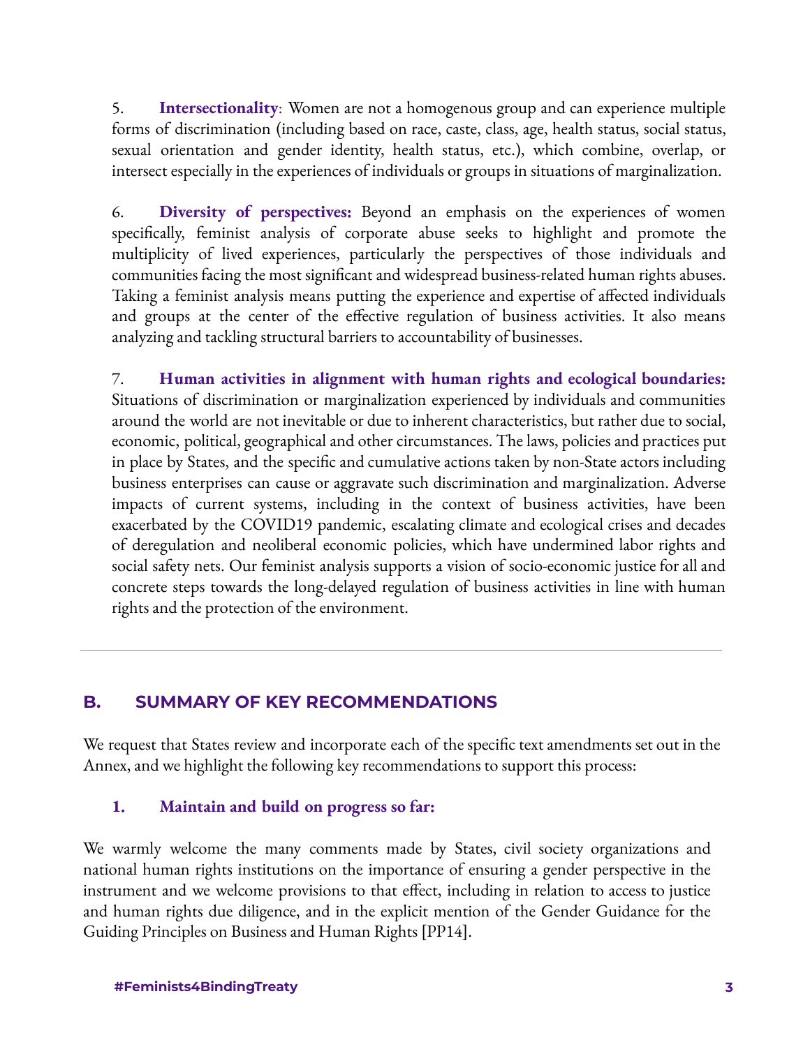5. **Intersectionality**: Women are not a homogenous group and can experience multiple forms of discrimination (including based on race, caste, class, age, health status, social status, sexual orientation and gender identity, health status, etc.), which combine, overlap, or intersect especially in the experiences of individuals or groups in situations of marginalization.

6. **Diversity of perspectives:** Beyond an emphasis on the experiences of women specifically, feminist analysis of corporate abuse seeks to highlight and promote the multiplicity of lived experiences, particularly the perspectives of those individuals and communities facing the most significant and widespread business-related human rights abuses. Taking a feminist analysis means putting the experience and expertise of affected individuals and groups at the center of the effective regulation of business activities. It also means analyzing and tackling structural barriers to accountability of businesses.

7. **Human activities in alignment with human rights and ecological boundaries:** Situations of discrimination or marginalization experienced by individuals and communities around the world are not inevitable or due to inherent characteristics, but rather due to social, economic, political, geographical and other circumstances. The laws, policies and practices put in place by States, and the specific and cumulative actions taken by non-State actors including business enterprises can cause or aggravate such discrimination and marginalization. Adverse impacts of current systems, including in the context of business activities, have been exacerbated by the COVID19 pandemic, escalating climate and ecological crises and decades of deregulation and neoliberal economic policies, which have undermined labor rights and social safety nets. Our feminist analysis supports a vision of socio-economic justice for all and concrete steps towards the long-delayed regulation of business activities in line with human rights and the protection of the environment.

---

## B. SUMMARY OF KEY RECOMMENDATIONS

We request that States review and incorporate each of the specific text amendments set out in the Annex, and we highlight the following key recommendations to support this process:

### 1. Maintain and build on progress so far:

We warmly welcome the many comments made by States, civil society organizations and national human rights institutions on the importance of ensuring a gender perspective in the instrument and we welcome provisions to that effect, including in relation to access to justice and human rights due diligence, and in the explicit mention of the Gender Guidance for the Guiding Principles on Business and Human Rights [PP14].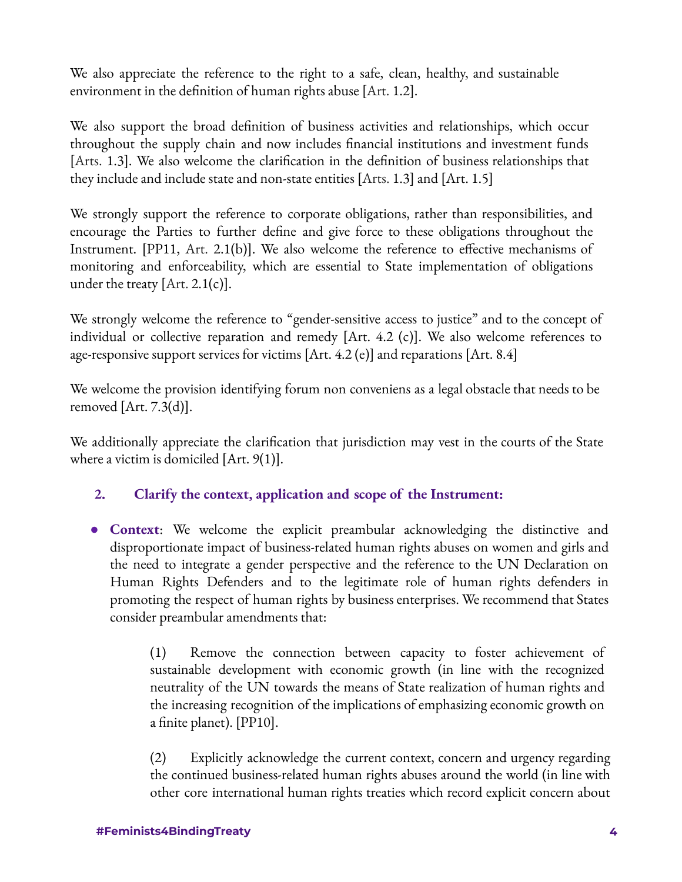We also appreciate the reference to the right to a safe, clean, healthy, and sustainable environment in the definition of human rights abuse [Art. 1.2].

We also support the broad definition of business activities and relationships, which occur throughout the supply chain and now includes financial institutions and investment funds [Arts. 1.3]. We also welcome the clarification in the definition of business relationships that they include and include state and non-state entities [Arts. 1.3] and [Art. 1.5]

We strongly support the reference to corporate obligations, rather than responsibilities, and encourage the Parties to further define and give force to these obligations throughout the Instrument. [PP11, Art. 2.1(b)]. We also welcome the reference to effective mechanisms of monitoring and enforceability, which are essential to State implementation of obligations under the treaty [Art. 2.1(c)].

We strongly welcome the reference to "gender-sensitive access to justice" and to the concept of individual or collective reparation and remedy [Art. 4.2 (c)]. We also welcome references to age-responsive support services for victims [Art. 4.2 (e)] and reparations [Art. 8.4]

We welcome the provision identifying forum non conveniens as a legal obstacle that needs to be removed [Art. 7.3(d)].

We additionally appreciate the clarification that jurisdiction may vest in the courts of the State where a victim is domiciled [Art. 9(1)].

## 2. Clarify the context, application and scope of the Instrument:

- **Context**: We welcome the explicit preambular acknowledging the distinctive and disproportionate impact of business-related human rights abuses on women and girls and the need to integrate a gender perspective and the reference to the UN Declaration on Human Rights Defenders and to the legitimate role of human rights defenders in promoting the respect of human rights by business enterprises. We recommend that States consider preambular amendments that:

  (1) Remove the connection between capacity to foster achievement of sustainable development with economic growth (in line with the recognized neutrality of the UN towards the means of State realization of human rights and the increasing recognition of the implications of emphasizing economic growth on a finite planet). [PP10].

  (2) Explicitly acknowledge the current context, concern and urgency regarding the continued business-related human rights abuses around the world (in line with other core international human rights treaties which record explicit concern about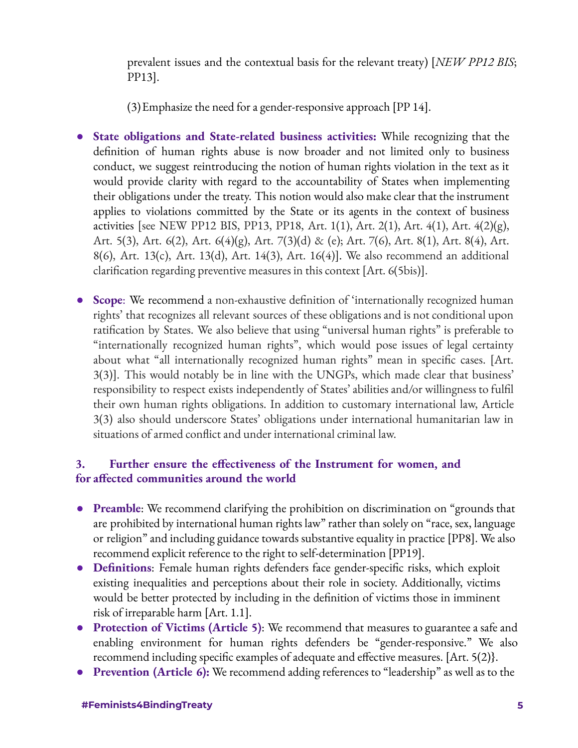prevalent issues and the contextual basis for the relevant treaty) [*NEW PP12 BIS*; PP13].

(3) Emphasize the need for a gender-responsive approach [PP 14].

- **State obligations and State-related business activities:** While recognizing that the definition of human rights abuse is now broader and not limited only to business conduct, we suggest reintroducing the notion of human rights violation in the text as it would provide clarity with regard to the accountability of States when implementing their obligations under the treaty. This notion would also make clear that the instrument applies to violations committed by the State or its agents in the context of business activities [see NEW PP12 BIS, PP13, PP18, Art. 1(1), Art. 2(1), Art. 4(1), Art. 4(2)(g), Art. 5(3), Art. 6(2), Art. 6(4)(g), Art. 7(3)(d) & (e); Art. 7(6), Art. 8(1), Art. 8(4), Art. 8(6), Art. 13(c), Art. 13(d), Art. 14(3), Art. 16(4)]. We also recommend an additional clarification regarding preventive measures in this context [Art. 6(5bis)].
- **Scope**: We recommend a non-exhaustive definition of 'internationally recognized human rights' that recognizes all relevant sources of these obligations and is not conditional upon ratification by States. We also believe that using "universal human rights" is preferable to "internationally recognized human rights", which would pose issues of legal certainty about what "all internationally recognized human rights" mean in specific cases. [Art. 3(3)]. This would notably be in line with the UNGPs, which made clear that business' responsibility to respect exists independently of States' abilities and/or willingness to fulfil their own human rights obligations. In addition to customary international law, Article 3(3) also should underscore States' obligations under international humanitarian law in situations of armed conflict and under international criminal law.

## 3. Further ensure the effectiveness of the Instrument for women, and for affected communities around the world

- **Preamble**: We recommend clarifying the prohibition on discrimination on "grounds that are prohibited by international human rights law" rather than solely on "race, sex, language or religion" and including guidance towards substantive equality in practice [PP8]. We also recommend explicit reference to the right to self-determination [PP19].
- **Definitions**: Female human rights defenders face gender-specific risks, which exploit existing inequalities and perceptions about their role in society. Additionally, victims would be better protected by including in the definition of victims those in imminent risk of irreparable harm [Art. 1.1].
- **Protection of Victims (Article 5)**: We recommend that measures to guarantee a safe and enabling environment for human rights defenders be "gender-responsive." We also recommend including specific examples of adequate and effective measures. [Art. 5(2)}.
- **Prevention (Article 6):** We recommend adding references to "leadership" as well as to the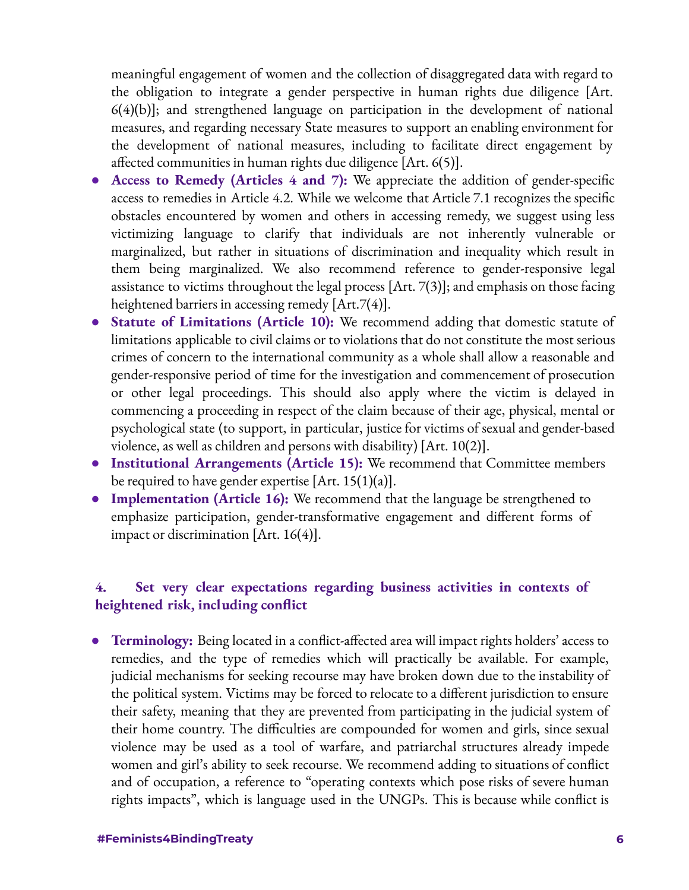meaningful engagement of women and the collection of disaggregated data with regard to the obligation to integrate a gender perspective in human rights due diligence [Art. 6(4)(b)]; and strengthened language on participation in the development of national measures, and regarding necessary State measures to support an enabling environment for the development of national measures, including to facilitate direct engagement by affected communities in human rights due diligence [Art. 6(5)].

- **Access to Remedy (Articles 4 and 7):** We appreciate the addition of gender-specific access to remedies in Article 4.2. While we welcome that Article 7.1 recognizes the specific obstacles encountered by women and others in accessing remedy, we suggest using less victimizing language to clarify that individuals are not inherently vulnerable or marginalized, but rather in situations of discrimination and inequality which result in them being marginalized. We also recommend reference to gender-responsive legal assistance to victims throughout the legal process [Art. 7(3)]; and emphasis on those facing heightened barriers in accessing remedy [Art.7(4)].
- **Statute of Limitations (Article 10):** We recommend adding that domestic statute of limitations applicable to civil claims or to violations that do not constitute the most serious crimes of concern to the international community as a whole shall allow a reasonable and gender-responsive period of time for the investigation and commencement of prosecution or other legal proceedings. This should also apply where the victim is delayed in commencing a proceeding in respect of the claim because of their age, physical, mental or psychological state (to support, in particular, justice for victims of sexual and gender-based violence, as well as children and persons with disability) [Art. 10(2)].
- **Institutional Arrangements (Article 15):** We recommend that Committee members be required to have gender expertise [Art. 15(1)(a)].
- **Implementation (Article 16):** We recommend that the language be strengthened to emphasize participation, gender-transformative engagement and different forms of impact or discrimination [Art. 16(4)].

### 4. Set very clear expectations regarding business activities in contexts of heightened risk, including conflict

- **Terminology:** Being located in a conflict-affected area will impact rights holders' access to remedies, and the type of remedies which will practically be available. For example, judicial mechanisms for seeking recourse may have broken down due to the instability of the political system. Victims may be forced to relocate to a different jurisdiction to ensure their safety, meaning that they are prevented from participating in the judicial system of their home country. The difficulties are compounded for women and girls, since sexual violence may be used as a tool of warfare, and patriarchal structures already impede women and girl's ability to seek recourse. We recommend adding to situations of conflict and of occupation, a reference to "operating contexts which pose risks of severe human rights impacts", which is language used in the UNGPs. This is because while conflict is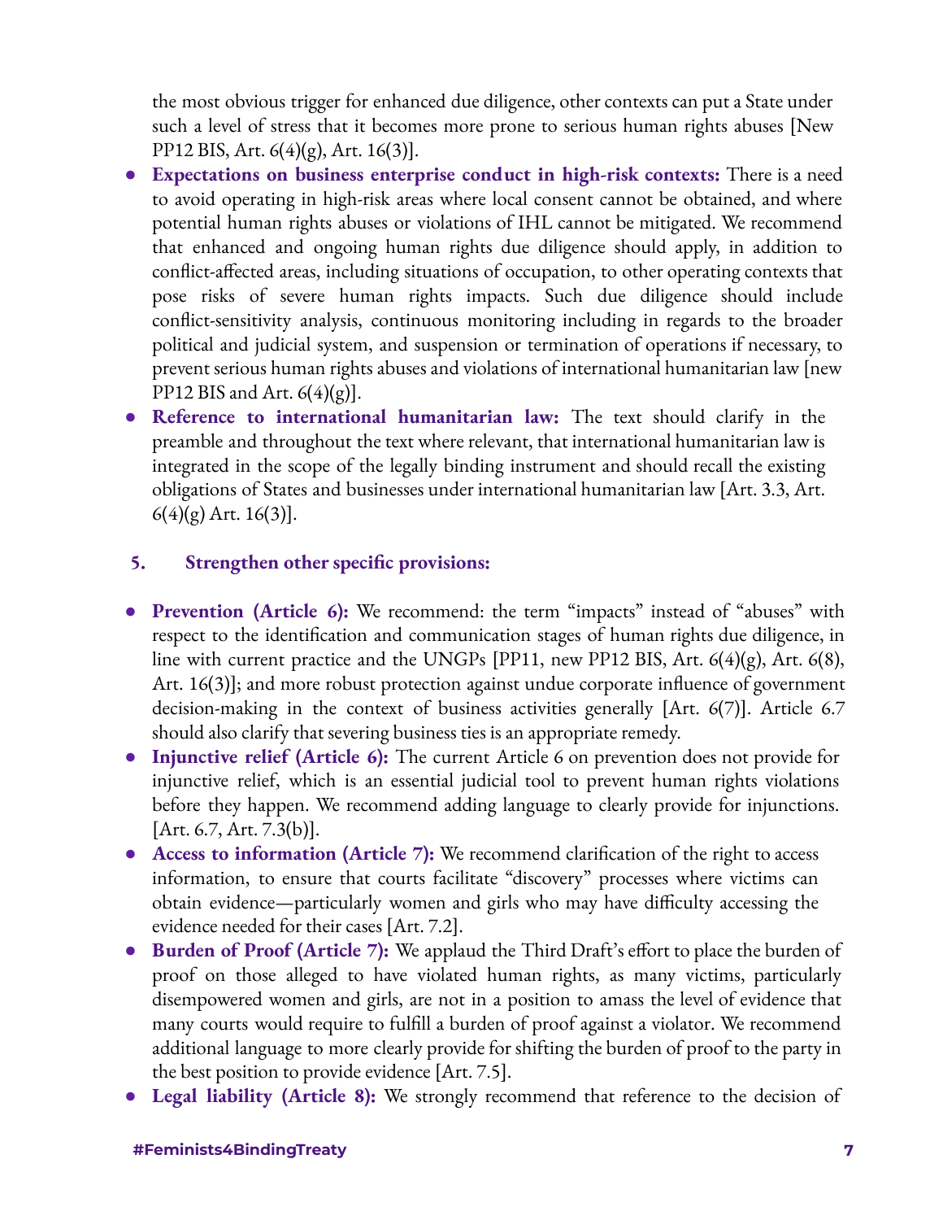the most obvious trigger for enhanced due diligence, other contexts can put a State under such a level of stress that it becomes more prone to serious human rights abuses [New PP12 BIS, Art. 6(4)(g), Art. 16(3)].

- **Expectations on business enterprise conduct in high-risk contexts:** There is a need to avoid operating in high-risk areas where local consent cannot be obtained, and where potential human rights abuses or violations of IHL cannot be mitigated. We recommend that enhanced and ongoing human rights due diligence should apply, in addition to conflict-affected areas, including situations of occupation, to other operating contexts that pose risks of severe human rights impacts. Such due diligence should include conflict-sensitivity analysis, continuous monitoring including in regards to the broader political and judicial system, and suspension or termination of operations if necessary, to prevent serious human rights abuses and violations of international humanitarian law [new PP12 BIS and Art. 6(4)(g)].
- **Reference to international humanitarian law:** The text should clarify in the preamble and throughout the text where relevant, that international humanitarian law is integrated in the scope of the legally binding instrument and should recall the existing obligations of States and businesses under international humanitarian law [Art. 3.3, Art. 6(4)(g) Art. 16(3)].

## 5. Strengthen other specific provisions:

- **Prevention (Article 6):** We recommend: the term "impacts" instead of "abuses" with respect to the identification and communication stages of human rights due diligence, in line with current practice and the UNGPs [PP11, new PP12 BIS, Art. 6(4)(g), Art. 6(8), Art. 16(3)]; and more robust protection against undue corporate influence of government decision-making in the context of business activities generally [Art. 6(7)]. Article 6.7 should also clarify that severing business ties is an appropriate remedy.
- **Injunctive relief (Article 6):** The current Article 6 on prevention does not provide for injunctive relief, which is an essential judicial tool to prevent human rights violations before they happen. We recommend adding language to clearly provide for injunctions. [Art. 6.7, Art. 7.3(b)].
- **Access to information (Article 7):** We recommend clarification of the right to access information, to ensure that courts facilitate "discovery" processes where victims can obtain evidence—particularly women and girls who may have difficulty accessing the evidence needed for their cases [Art. 7.2].
- **Burden of Proof (Article 7):** We applaud the Third Draft's effort to place the burden of proof on those alleged to have violated human rights, as many victims, particularly disempowered women and girls, are not in a position to amass the level of evidence that many courts would require to fulfill a burden of proof against a violator. We recommend additional language to more clearly provide for shifting the burden of proof to the party in the best position to provide evidence [Art. 7.5].
- **Legal liability (Article 8):** We strongly recommend that reference to the decision of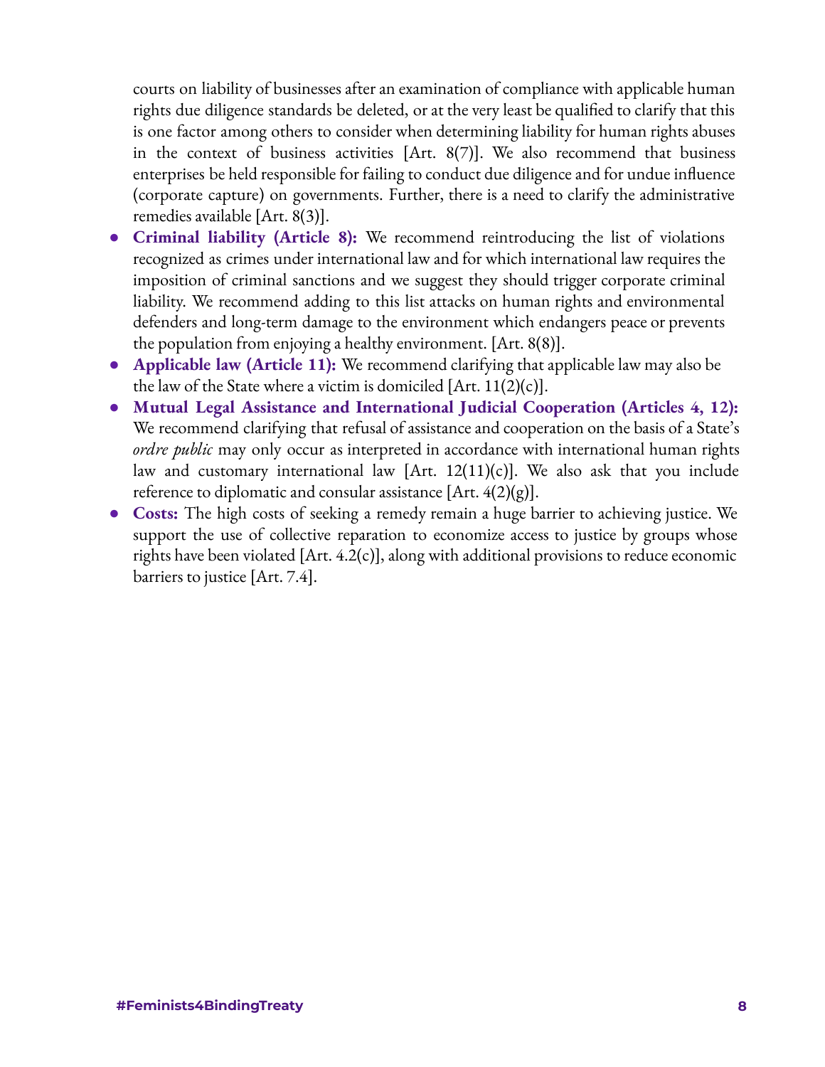courts on liability of businesses after an examination of compliance with applicable human rights due diligence standards be deleted, or at the very least be qualified to clarify that this is one factor among others to consider when determining liability for human rights abuses in the context of business activities [Art. 8(7)]. We also recommend that business enterprises be held responsible for failing to conduct due diligence and for undue influence (corporate capture) on governments. Further, there is a need to clarify the administrative remedies available [Art. 8(3)].

- **Criminal liability (Article 8):** We recommend reintroducing the list of violations recognized as crimes under international law and for which international law requires the imposition of criminal sanctions and we suggest they should trigger corporate criminal liability. We recommend adding to this list attacks on human rights and environmental defenders and long-term damage to the environment which endangers peace or prevents the population from enjoying a healthy environment. [Art. 8(8)].
- **Applicable law (Article 11):** We recommend clarifying that applicable law may also be the law of the State where a victim is domiciled [Art. 11(2)(c)].
- **Mutual Legal Assistance and International Judicial Cooperation (Articles 4, 12):** We recommend clarifying that refusal of assistance and cooperation on the basis of a State's *ordre public* may only occur as interpreted in accordance with international human rights law and customary international law [Art. 12(11)(c)]. We also ask that you include reference to diplomatic and consular assistance [Art. 4(2)(g)].
- **Costs:** The high costs of seeking a remedy remain a huge barrier to achieving justice. We support the use of collective reparation to economize access to justice by groups whose rights have been violated [Art. 4.2(c)], along with additional provisions to reduce economic barriers to justice [Art. 7.4].